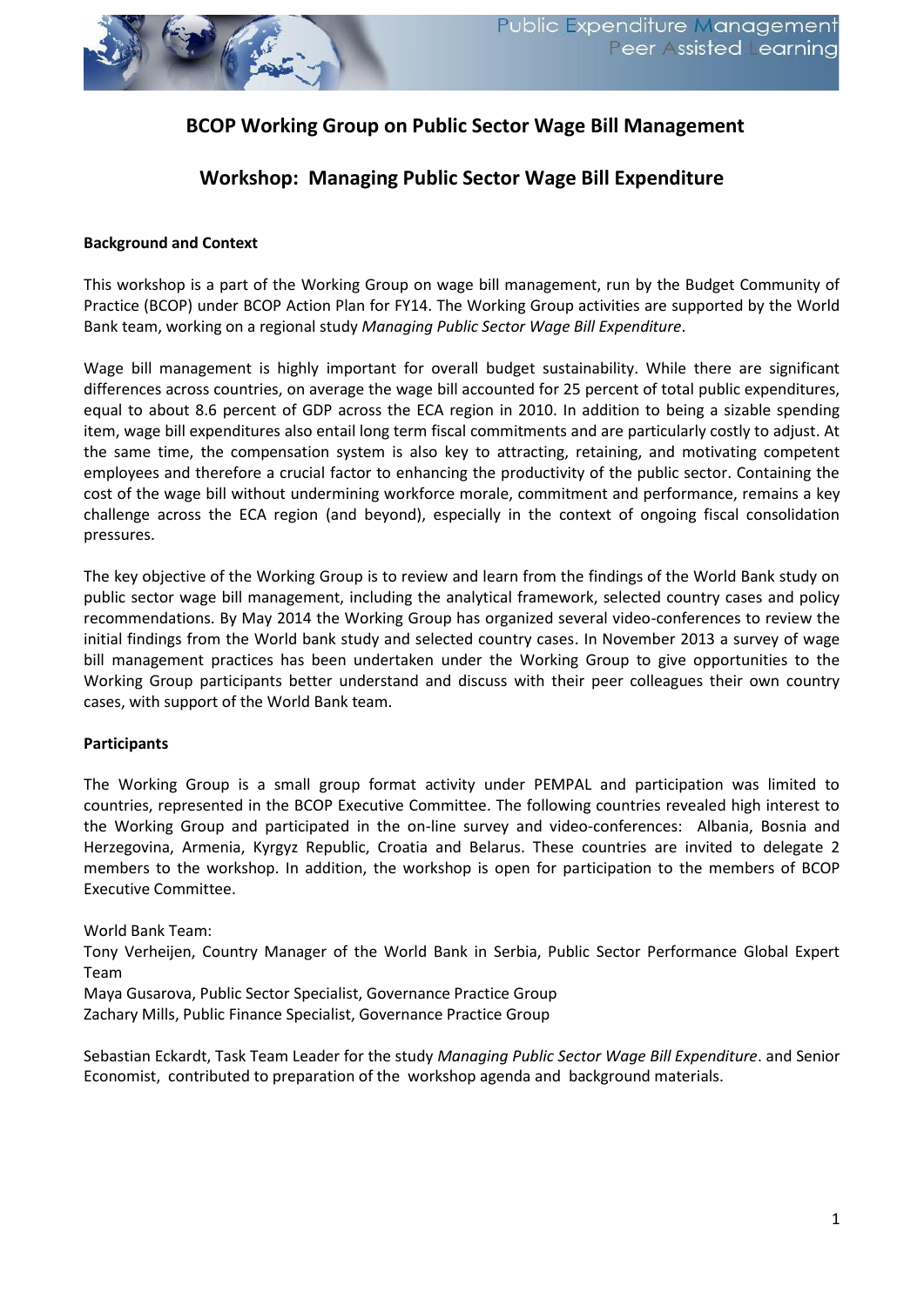# BCOP Working Group on Public Sector Wage Bill Management

## Workshop: Managing Public Sector Wage Bill Expenditure

**Background and Context**

This workshop is a part of the Working Group on wage bill management, run by the Budget Community of Practice (BCOP) under BCOP Action Plan for FY14. The Working Group activities are supported by the World Bank team, working on a regional study *Managing Public Sector Wage Bill Expenditure*.

Wage bill management is highly important for overall budget sustainability. While there are significant differences across countries, on average the wage bill accounted for 25 percent of total public expenditures, equal to about 8.6 percent of GDP across the ECA region in 2010. In addition to being a sizable spending item, wage bill expenditures also entail long term fiscal commitments and are particularly costly to adjust. At the same time, the compensation system is also key to attracting, retaining, and motivating competent employees and therefore a crucial factor to enhancing the productivity of the public sector. Containing the cost of the wage bill without undermining workforce morale, commitment and performance, remains a key challenge across the ECA region (and beyond), especially in the context of ongoing fiscal consolidation pressures.

The key objective of the Working Group is to review and learn from the findings of the World Bank study on public sector wage bill management, including the analytical framework, selected country cases and policy recommendations. By May 2014 the Working Group has organized several video-conferences to review the initial findings from the World bank study and selected country cases. In November 2013 a survey of wage bill management practices has been undertaken under the Working Group to give opportunities to the Working Group participants better understand and discuss with their peer colleagues their own country cases, with support of the World Bank team.

**Participants**

The Working Group is a small group format activity under PEMPAL and participation was limited to countries, represented in the BCOP Executive Committee. The following countries revealed high interest to the Working Group and participated in the on-line survey and video-conferences: Albania, Bosnia and Herzegovina, Armenia, Kyrgyz Republic, Croatia and Belarus. These countries are invited to delegate 2 members to the workshop. In addition, the workshop is open for participation to the members of BCOP Executive Committee.

World Bank Team:
Tony Verheijen, Country Manager of the World Bank in Serbia, Public Sector Performance Global Expert Team
Maya Gusarova, Public Sector Specialist, Governance Practice Group
Zachary Mills, Public Finance Specialist, Governance Practice Group

Sebastian Eckardt, Task Team Leader for the study *Managing Public Sector Wage Bill Expenditure*. and Senior Economist, contributed to preparation of the workshop agenda and background materials.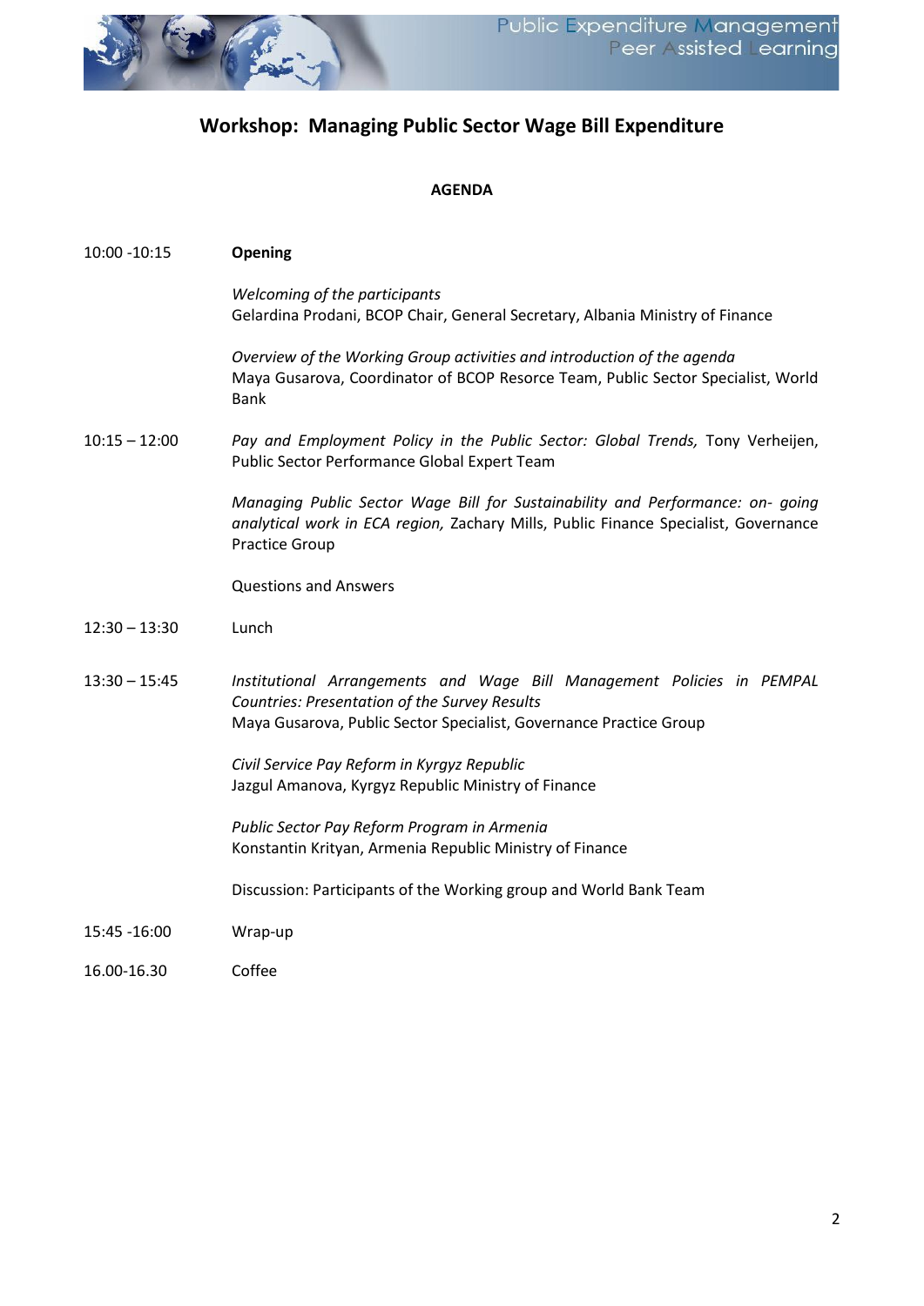# Workshop: Managing Public Sector Wage Bill Expenditure

**AGENDA**

| | |
|---|---|
| 10:00 -10:15 | **Opening** |
| | *Welcoming of the participants*<br>Gelardina Prodani, BCOP Chair, General Secretary, Albania Ministry of Finance |
| | *Overview of the Working Group activities and introduction of the agenda*<br>Maya Gusarova, Coordinator of BCOP Resorce Team, Public Sector Specialist, World Bank |
| 10:15 – 12:00 | *Pay and Employment Policy in the Public Sector: Global Trends,* Tony Verheijen, Public Sector Performance Global Expert Team |
| | *Managing Public Sector Wage Bill for Sustainability and Performance: on- going analytical work in ECA region,* Zachary Mills, Public Finance Specialist, Governance Practice Group |
| | Questions and Answers |
| 12:30 – 13:30 | Lunch |
| 13:30 – 15:45 | *Institutional Arrangements and Wage Bill Management Policies in PEMPAL Countries: Presentation of the Survey Results*<br>Maya Gusarova, Public Sector Specialist, Governance Practice Group |
| | *Civil Service Pay Reform in Kyrgyz Republic*<br>Jazgul Amanova, Kyrgyz Republic Ministry of Finance |
| | *Public Sector Pay Reform Program in Armenia*<br>Konstantin Krityan, Armenia Republic Ministry of Finance |
| | Discussion: Participants of the Working group and World Bank Team |
| 15:45 -16:00 | Wrap-up |
| 16.00-16.30 | Coffee |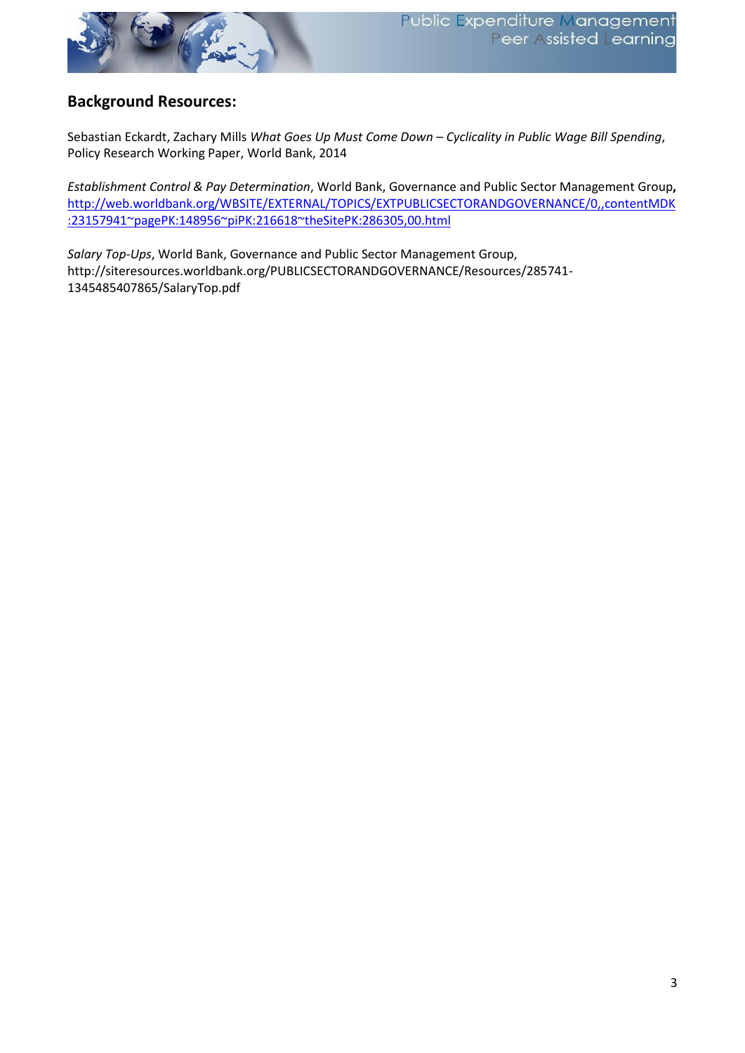## Background Resources:

Sebastian Eckardt, Zachary Mills *What Goes Up Must Come Down – Cyclicality in Public Wage Bill Spending*, Policy Research Working Paper, World Bank, 2014

*Establishment Control & Pay Determination*, World Bank, Governance and Public Sector Management Group**,** http://web.worldbank.org/WBSITE/EXTERNAL/TOPICS/EXTPUBLICSECTORANDGOVERNANCE/0,,contentMDK:23157941~pagePK:148956~piPK:216618~theSitePK:286305,00.html

*Salary Top-Ups*, World Bank, Governance and Public Sector Management Group, http://siteresources.worldbank.org/PUBLICSECTORANDGOVERNANCE/Resources/285741-1345485407865/SalaryTop.pdf